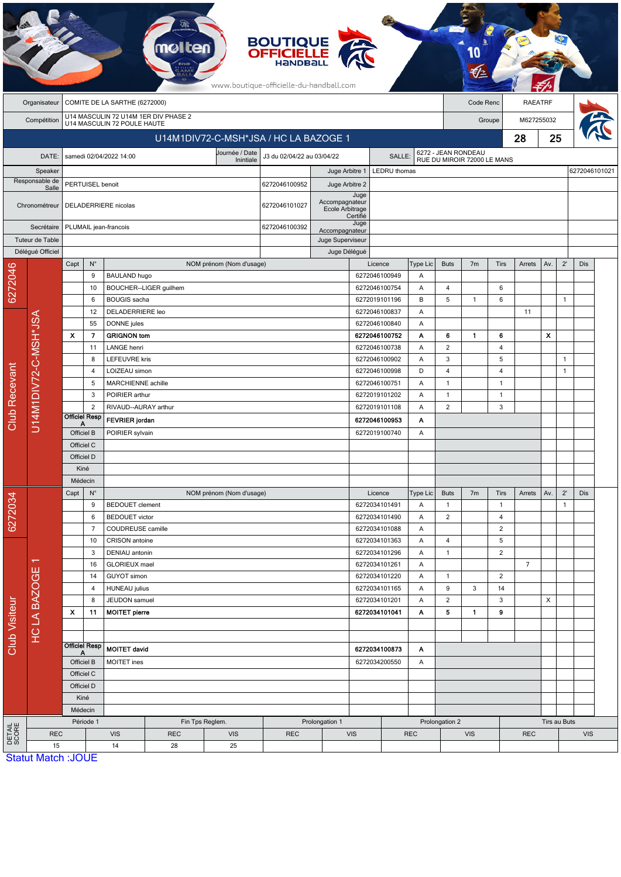| Organisateur | COMITE DE LA SARTHE (6272000) | Code Renc | RAEATRF |
|---|---|---|---|
| Compétition | U14 MASCULIN 72 U14M 1ER DIV PHASE 2 U14 MASCULIN 72 POULE HAUTE | Groupe | M627255032 |

## U14M1DIV72-C-MSH*JSA / HC LA BAZOGE 1 — 28 / 25

| DATE: | samedi 02/04/2022 14:00 | Journée / Date Inintiale | J3 du 02/04/22 au 03/04/22 | SALLE: | 6272 - JEAN RONDEAU RUE DU MIROIR 72000 LE MANS |
|---|---|---|---|---|---|

| Rôle | Nom | Licence | Rôle | Nom | Licence |
|---|---|---|---|---|---|
| Speaker | | | Juge Arbitre 1 | LEDRU thomas | 6272046101021 |
| Responsable de Salle | PERTUISEL benoit | 6272046100952 | Juge Arbitre 2 | | |
| Chronométreur | DELADERRIERE nicolas | 6272046101027 | Juge Accompagnateur Ecole Arbitrage Certifié | | |
| Secrétaire | PLUMAIL jean-francois | 6272046100392 | Juge Accompagnateur | | |
| Tuteur de Table | | | Juge Superviseur | | |
| Délégué Officiel | | | Juge Délégué | | |

### Club Recevant — 6272046 — U14M1DIV72-C-MSH*JSA

| Capt | N° | NOM prénom (Nom d'usage) | Licence | Type Lic | Buts | 7m | Tirs | Arrets | Av. | 2' | Dis |
|---|---|---|---|---|---|---|---|---|---|---|---|
| | 9 | BAULAND hugo | 6272046100949 | A | | | | | | | |
| | 10 | BOUCHER--LIGER guilhem | 6272046100754 | A | 4 | | 6 | | | | |
| | 6 | BOUGIS sacha | 6272019101196 | B | 5 | 1 | 6 | | | 1 | |
| | 12 | DELADERRIERE leo | 6272046100837 | A | | | | 11 | | | |
| | 55 | DONNE jules | 6272046100840 | A | | | | | | | |
| X | 7 | **GRIGNON tom** | **6272046100752** | **A** | **6** | **1** | **6** | | **X** | | |
| | 11 | LANGE henri | 6272046100738 | A | 2 | | 4 | | | | |
| | 8 | LEFEUVRE kris | 6272046100902 | A | 3 | | 5 | | | 1 | |
| | 4 | LOIZEAU simon | 6272046100998 | D | 4 | | 4 | | | 1 | |
| | 5 | MARCHIENNE achille | 6272046100751 | A | 1 | | 1 | | | | |
| | 3 | POIRIER arthur | 6272019101202 | A | 1 | | 1 | | | | |
| | 2 | RIVAUD--AURAY arthur | 6272019101108 | A | 2 | | 3 | | | | |
| Officiel Resp A | | **FEVRIER jordan** | **6272046100953** | **A** | | | | | | | |
| Officiel B | | POIRIER sylvain | 6272019100740 | A | | | | | | | |
| Officiel C | | | | | | | | | | | |
| Officiel D | | | | | | | | | | | |
| Kiné | | | | | | | | | | | |
| Médecin | | | | | | | | | | | |

### Club Visiteur — 6272034 — HC LA BAZOGE 1

| Capt | N° | NOM prénom (Nom d'usage) | Licence | Type Lic | Buts | 7m | Tirs | Arrets | Av. | 2' | Dis |
|---|---|---|---|---|---|---|---|---|---|---|---|
| | 9 | BEDOUET clement | 6272034101491 | A | 1 | | 1 | | | 1 | |
| | 6 | BEDOUET victor | 6272034101490 | A | 2 | | 4 | | | | |
| | 7 | COUDREUSE camille | 6272034101088 | A | | | 2 | | | | |
| | 10 | CRISON antoine | 6272034101363 | A | 4 | | 5 | | | | |
| | 3 | DENIAU antonin | 6272034101296 | A | 1 | | 2 | | | | |
| | 16 | GLORIEUX mael | 6272034101261 | A | | | | 7 | | | |
| | 14 | GUYOT simon | 6272034101220 | A | 1 | | 2 | | | | |
| | 4 | HUNEAU julius | 6272034101165 | A | 9 | 3 | 14 | | | | |
| | 8 | JEUDON samuel | 6272034101201 | A | 2 | | 3 | | X | | |
| X | 11 | **MOITET pierre** | **6272034101041** | **A** | **5** | **1** | **9** | | | | |
| | | | | | | | | | | | |
| | | | | | | | | | | | |
| Officiel Resp A | | **MOITET david** | **6272034100873** | **A** | | | | | | | |
| Officiel B | | MOITET ines | 6272034200550 | A | | | | | | | |
| Officiel C | | | | | | | | | | | |
| Officiel D | | | | | | | | | | | |
| Kiné | | | | | | | | | | | |
| Médecin | | | | | | | | | | | |

### DETAIL SCORE

| Période 1 | | Fin Tps Reglem. | | Prolongation 1 | | Prolongation 2 | | Tirs au Buts | |
|---|---|---|---|---|---|---|---|---|---|
| REC | VIS | REC | VIS | REC | VIS | REC | VIS | REC | VIS |
| 15 | 14 | 28 | 25 | | | | | | |

Statut Match :JOUE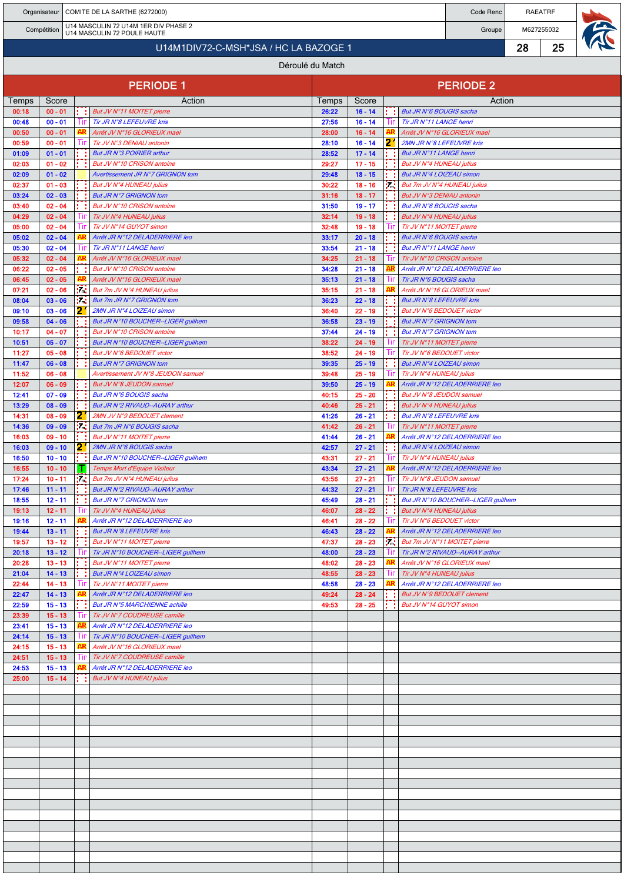| Organisateur | COMITE DE LA SARTHE (6272000) | Code Renc | RAEATRF |
|---|---|---|---|
| Compétition | U14 MASCULIN 72 U14M 1ER DIV PHASE 2 U14 MASCULIN 72 POULE HAUTE | Groupe | M627255032 |

**U14M1DIV72-C-MSH*JSA / HC LA BAZOGE 1** — 28 | 25

## Déroulé du Match

### PERIODE 1

| Temps | Score | | Action |
|---|---|---|---|
| 00:18 | 00 - 01 | | But JV N°11 MOITET pierre |
| 00:48 | 00 - 01 | Tir | Tir JR N°8 LEFEUVRE kris |
| 00:50 | 00 - 01 | AR | Arrêt JV N°16 GLORIEUX mael |
| 00:59 | 00 - 01 | Tir | Tir JV N°3 DENIAU antonin |
| 01:09 | 01 - 01 | | But JR N°3 POIRIER arthur |
| 02:03 | 01 - 02 | | But JV N°10 CRISON antoine |
| 02:09 | 01 - 02 | | Avertissement JR N°7 GRIGNON tom |
| 02:37 | 01 - 03 | | But JV N°4 HUNEAU julius |
| 03:24 | 02 - 03 | | But JR N°7 GRIGNON tom |
| 03:40 | 02 - 04 | | But JV N°10 CRISON antoine |
| 04:29 | 02 - 04 | Tir | Tir JV N°4 HUNEAU julius |
| 05:00 | 02 - 04 | Tir | Tir JV N°14 GUYOT simon |
| 05:02 | 02 - 04 | AR | Arrêt JR N°12 DELADERRIERE leo |
| 05:30 | 02 - 04 | Tir | Tir JR N°11 LANGE henri |
| 05:32 | 02 - 04 | AR | Arrêt JV N°16 GLORIEUX mael |
| 06:22 | 02 - 05 | | But JV N°10 CRISON antoine |
| 06:45 | 02 - 05 | AR | Arrêt JV N°16 GLORIEUX mael |
| 07:21 | 02 - 06 | 7m | But 7m JV N°4 HUNEAU julius |
| 08:04 | 03 - 06 | 7m | But 7m JR N°7 GRIGNON tom |
| 09:10 | 03 - 06 | 2' | 2MN JR N°4 LOIZEAU simon |
| 09:58 | 04 - 06 | | But JR N°10 BOUCHER--LIGER guilhem |
| 10:17 | 04 - 07 | | But JV N°10 CRISON antoine |
| 10:51 | 05 - 07 | | But JR N°10 BOUCHER--LIGER guilhem |
| 11:27 | 05 - 08 | | But JV N°6 BEDOUET victor |
| 11:47 | 06 - 08 | | But JR N°7 GRIGNON tom |
| 11:52 | 06 - 08 | | Avertissement JV N°8 JEUDON samuel |
| 12:07 | 06 - 09 | | But JV N°8 JEUDON samuel |
| 12:41 | 07 - 09 | | But JR N°6 BOUGIS sacha |
| 13:29 | 08 - 09 | | But JR N°2 RIVAUD--AURAY arthur |
| 14:31 | 08 - 09 | 2' | 2MN JV N°9 BEDOUET clement |
| 14:36 | 09 - 09 | 7m | But 7m JR N°6 BOUGIS sacha |
| 16:03 | 09 - 10 | | But JV N°11 MOITET pierre |
| 16:03 | 09 - 10 | 2' | 2MN JR N°6 BOUGIS sacha |
| 16:50 | 10 - 10 | | But JR N°10 BOUCHER--LIGER guilhem |
| 16:55 | 10 - 10 | T | Temps Mort d'Equipe Visiteur |
| 17:24 | 10 - 11 | 7m | But 7m JV N°4 HUNEAU julius |
| 17:46 | 11 - 11 | | But JR N°2 RIVAUD--AURAY arthur |
| 18:55 | 12 - 11 | | But JR N°7 GRIGNON tom |
| 19:13 | 12 - 11 | Tir | Tir JV N°4 HUNEAU julius |
| 19:16 | 12 - 11 | AR | Arrêt JR N°12 DELADERRIERE leo |
| 19:44 | 13 - 11 | | But JR N°8 LEFEUVRE kris |
| 19:57 | 13 - 12 | | But JV N°11 MOITET pierre |
| 20:18 | 13 - 12 | Tir | Tir JR N°10 BOUCHER--LIGER guilhem |
| 20:28 | 13 - 13 | | But JV N°11 MOITET pierre |
| 21:04 | 14 - 13 | | But JR N°4 LOIZEAU simon |
| 22:44 | 14 - 13 | Tir | Tir JV N°11 MOITET pierre |
| 22:47 | 14 - 13 | AR | Arrêt JR N°12 DELADERRIERE leo |
| 22:59 | 15 - 13 | | But JR N°5 MARCHIENNE achille |
| 23:39 | 15 - 13 | Tir | Tir JV N°7 COUDREUSE camille |
| 23:41 | 15 - 13 | AR | Arrêt JR N°12 DELADERRIERE leo |
| 24:14 | 15 - 13 | Tir | Tir JR N°10 BOUCHER--LIGER guilhem |
| 24:15 | 15 - 13 | AR | Arrêt JV N°16 GLORIEUX mael |
| 24:51 | 15 - 13 | Tir | Tir JV N°7 COUDREUSE camille |
| 24:53 | 15 - 13 | AR | Arrêt JR N°12 DELADERRIERE leo |
| 25:00 | 15 - 14 | | But JV N°4 HUNEAU julius |

### PERIODE 2

| Temps | Score | | Action |
|---|---|---|---|
| 26:22 | 16 - 14 | | But JR N°6 BOUGIS sacha |
| 27:56 | 16 - 14 | Tir | Tir JR N°11 LANGE henri |
| 28:00 | 16 - 14 | AR | Arrêt JV N°16 GLORIEUX mael |
| 28:10 | 16 - 14 | 2' | 2MN JR N°8 LEFEUVRE kris |
| 28:52 | 17 - 14 | | But JR N°11 LANGE henri |
| 29:27 | 17 - 15 | | But JV N°4 HUNEAU julius |
| 29:48 | 18 - 15 | | But JR N°4 LOIZEAU simon |
| 30:22 | 18 - 16 | 7m | But 7m JV N°4 HUNEAU julius |
| 31:16 | 18 - 17 | | But JV N°3 DENIAU antonin |
| 31:50 | 19 - 17 | | But JR N°6 BOUGIS sacha |
| 32:14 | 19 - 18 | | But JV N°4 HUNEAU julius |
| 32:48 | 19 - 18 | Tir | Tir JV N°11 MOITET pierre |
| 33:17 | 20 - 18 | | But JR N°6 BOUGIS sacha |
| 33:54 | 21 - 18 | | But JR N°11 LANGE henri |
| 34:25 | 21 - 18 | Tir | Tir JV N°10 CRISON antoine |
| 34:28 | 21 - 18 | AR | Arrêt JR N°12 DELADERRIERE leo |
| 35:13 | 21 - 18 | Tir | Tir JR N°6 BOUGIS sacha |
| 35:15 | 21 - 18 | AR | Arrêt JV N°16 GLORIEUX mael |
| 36:23 | 22 - 18 | | But JR N°8 LEFEUVRE kris |
| 36:40 | 22 - 19 | | But JV N°6 BEDOUET victor |
| 36:58 | 23 - 19 | | But JR N°7 GRIGNON tom |
| 37:44 | 24 - 19 | | But JR N°7 GRIGNON tom |
| 38:22 | 24 - 19 | Tir | Tir JV N°11 MOITET pierre |
| 38:52 | 24 - 19 | Tir | Tir JV N°6 BEDOUET victor |
| 39:35 | 25 - 19 | | But JR N°4 LOIZEAU simon |
| 39:48 | 25 - 19 | Tir | Tir JV N°4 HUNEAU julius |
| 39:50 | 25 - 19 | AR | Arrêt JR N°12 DELADERRIERE leo |
| 40:15 | 25 - 20 | | But JV N°8 JEUDON samuel |
| 40:46 | 25 - 21 | | But JV N°4 HUNEAU julius |
| 41:26 | 26 - 21 | | But JR N°8 LEFEUVRE kris |
| 41:42 | 26 - 21 | Tir | Tir JV N°11 MOITET pierre |
| 41:44 | 26 - 21 | AR | Arrêt JR N°12 DELADERRIERE leo |
| 42:57 | 27 - 21 | | But JR N°4 LOIZEAU simon |
| 43:31 | 27 - 21 | Tir | Tir JV N°4 HUNEAU julius |
| 43:34 | 27 - 21 | AR | Arrêt JR N°12 DELADERRIERE leo |
| 43:56 | 27 - 21 | Tir | Tir JV N°8 JEUDON samuel |
| 44:32 | 27 - 21 | Tir | Tir JR N°8 LEFEUVRE kris |
| 45:49 | 28 - 21 | | But JR N°10 BOUCHER--LIGER guilhem |
| 46:07 | 28 - 22 | | But JV N°4 HUNEAU julius |
| 46:41 | 28 - 22 | Tir | Tir JV N°6 BEDOUET victor |
| 46:43 | 28 - 22 | AR | Arrêt JR N°12 DELADERRIERE leo |
| 47:37 | 28 - 23 | 7m | But 7m JV N°11 MOITET pierre |
| 48:00 | 28 - 23 | Tir | Tir JR N°2 RIVAUD--AURAY arthur |
| 48:02 | 28 - 23 | AR | Arrêt JV N°16 GLORIEUX mael |
| 48:55 | 28 - 23 | Tir | Tir JV N°4 HUNEAU julius |
| 48:58 | 28 - 23 | AR | Arrêt JR N°12 DELADERRIERE leo |
| 49:24 | 28 - 24 | | But JV N°9 BEDOUET clement |
| 49:53 | 28 - 25 | | But JV N°14 GUYOT simon |